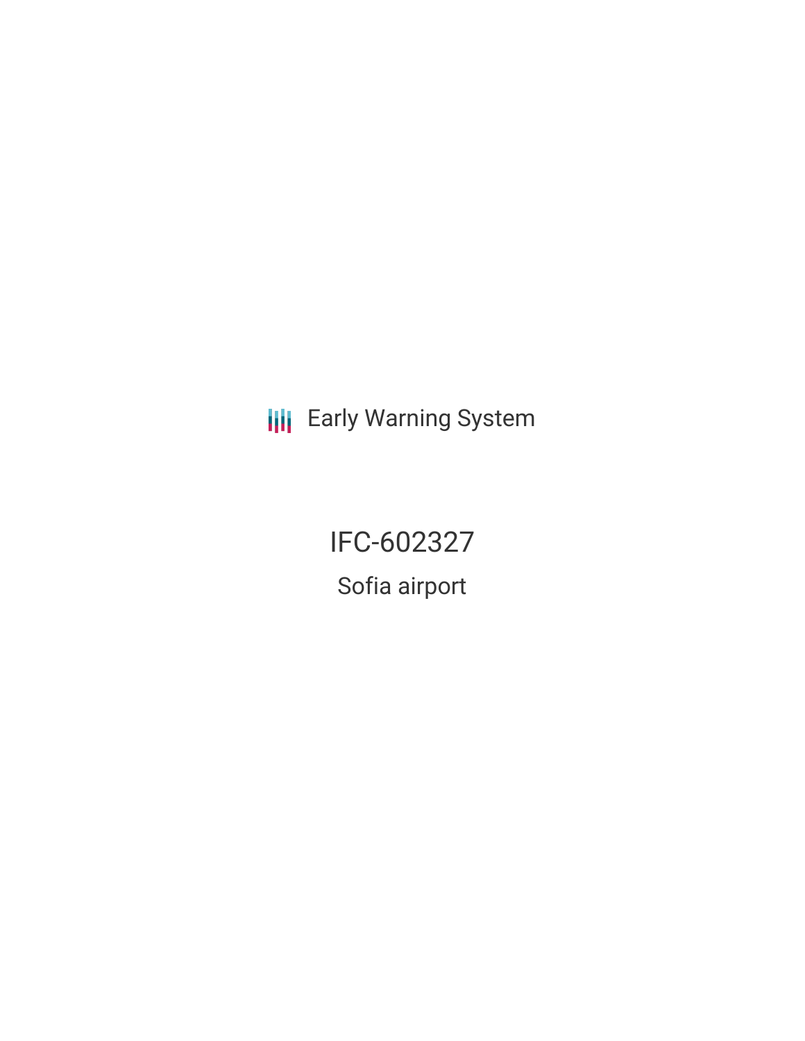Early Warning System

# IFC-602327

## Sofia airport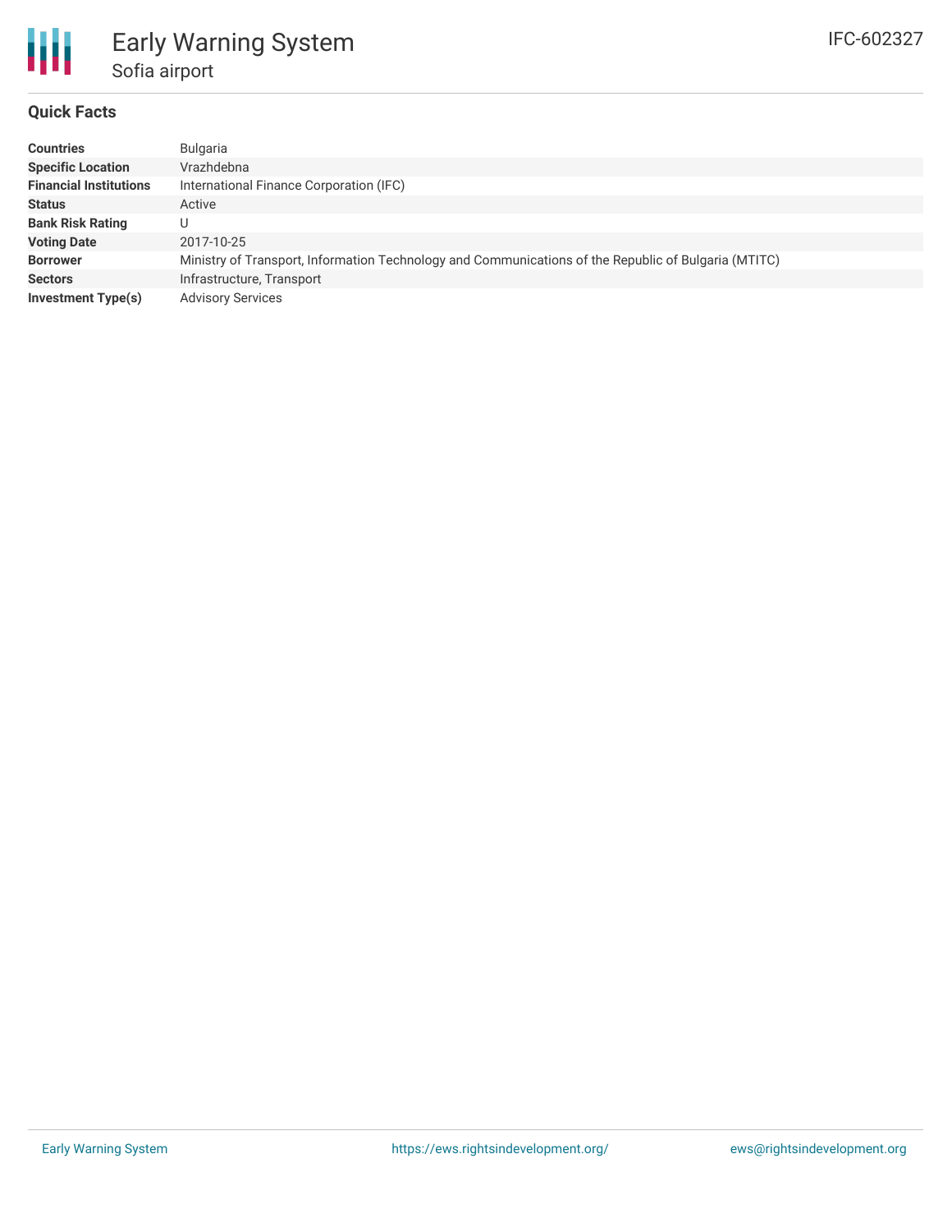# Early Warning System

## Sofia airport

IFC-602327

### Quick Facts

| | |
|---|---|
| **Countries** | Bulgaria |
| **Specific Location** | Vrazhdebna |
| **Financial Institutions** | International Finance Corporation (IFC) |
| **Status** | Active |
| **Bank Risk Rating** | U |
| **Voting Date** | 2017-10-25 |
| **Borrower** | Ministry of Transport, Information Technology and Communications of the Republic of Bulgaria (MTITC) |
| **Sectors** | Infrastructure, Transport |
| **Investment Type(s)** | Advisory Services |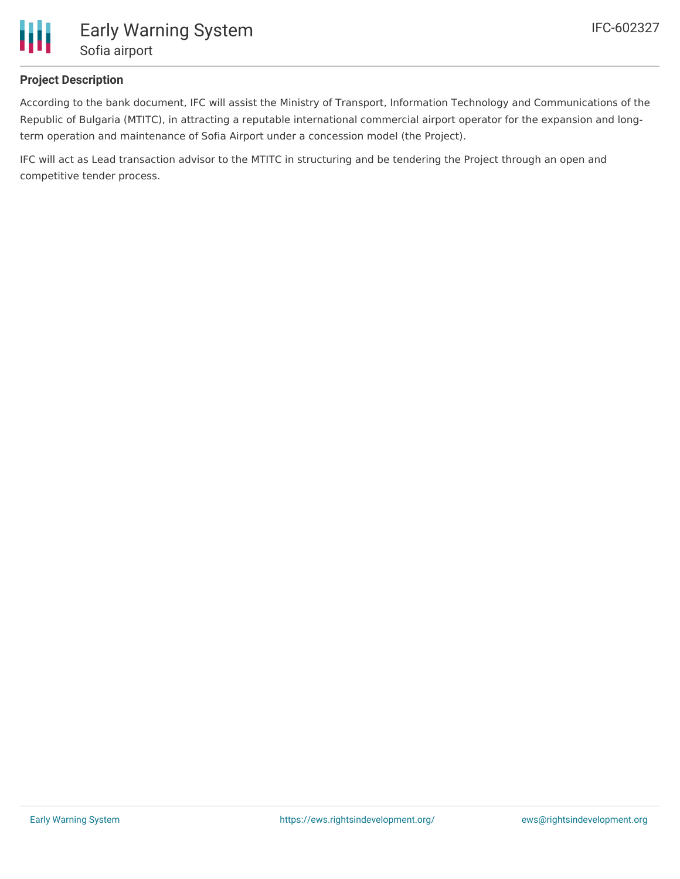## Project Description

According to the bank document, IFC will assist the Ministry of Transport, Information Technology and Communications of the Republic of Bulgaria (MTITC), in attracting a reputable international commercial airport operator for the expansion and long-term operation and maintenance of Sofia Airport under a concession model (the Project).

IFC will act as Lead transaction advisor to the MTITC in structuring and be tendering the Project through an open and competitive tender process.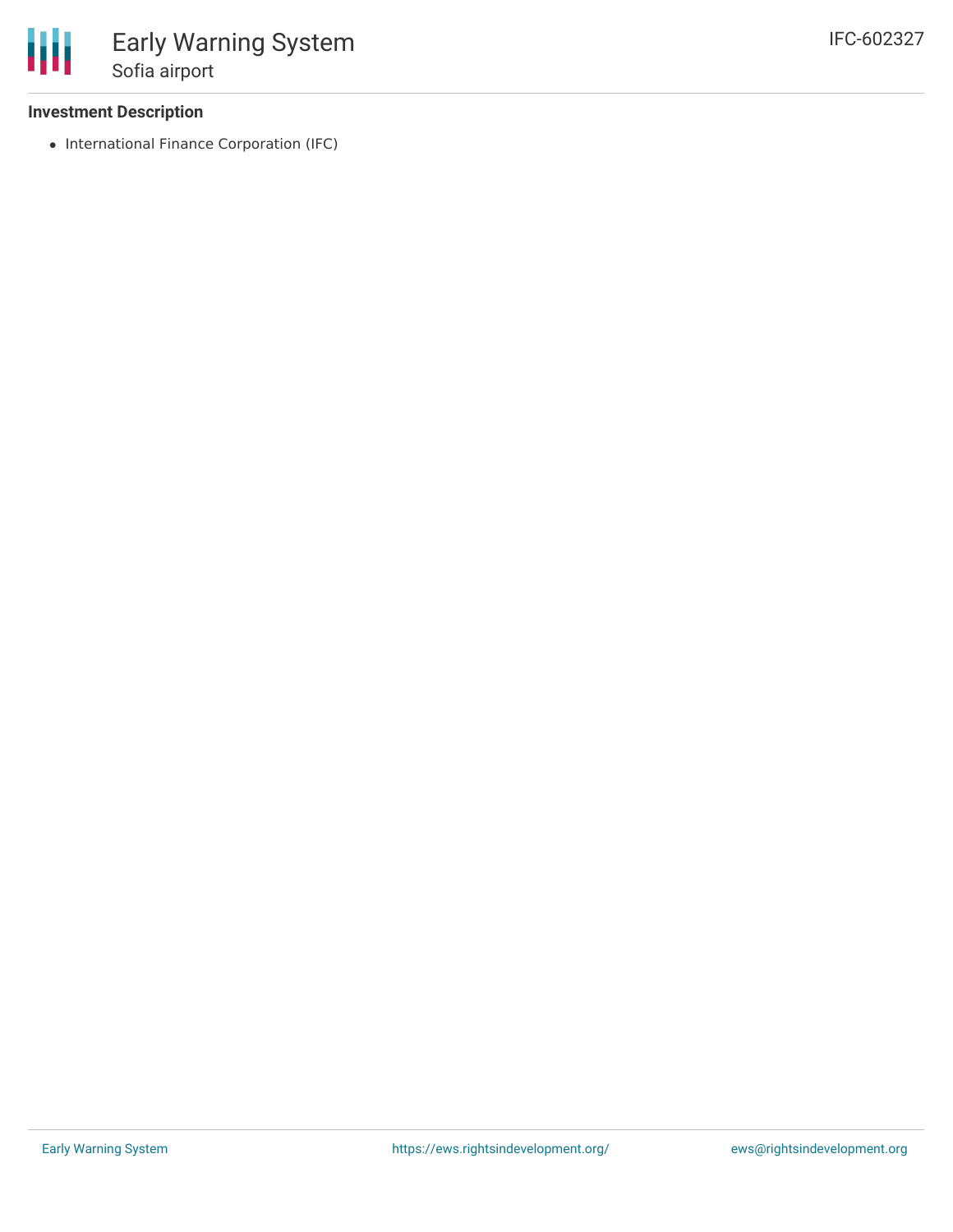**Investment Description**

- International Finance Corporation (IFC)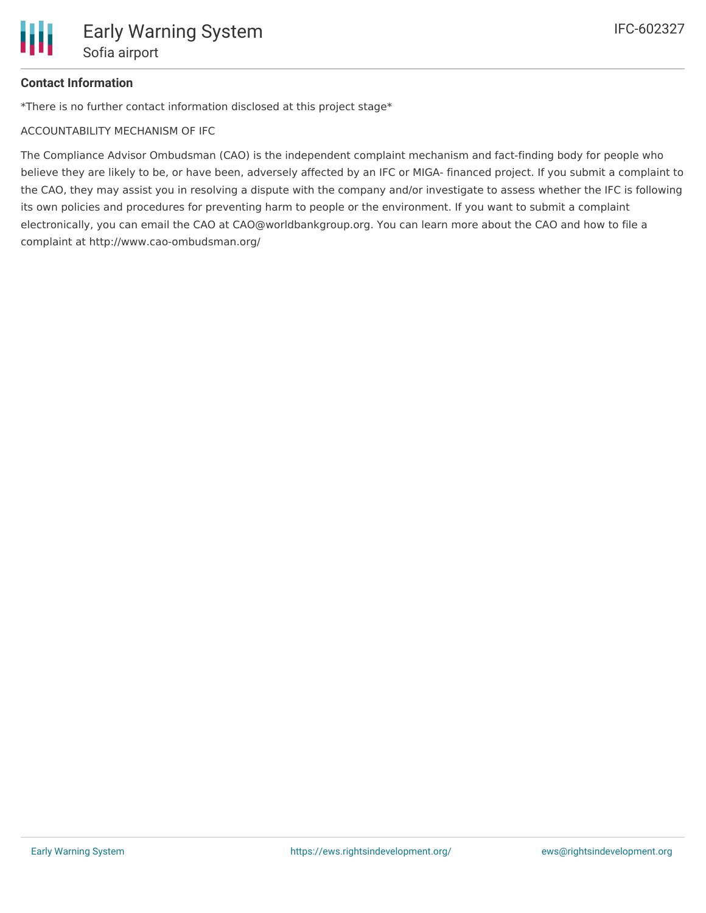**Contact Information**

*There is no further contact information disclosed at this project stage*

ACCOUNTABILITY MECHANISM OF IFC

The Compliance Advisor Ombudsman (CAO) is the independent complaint mechanism and fact-finding body for people who believe they are likely to be, or have been, adversely affected by an IFC or MIGA- financed project. If you submit a complaint to the CAO, they may assist you in resolving a dispute with the company and/or investigate to assess whether the IFC is following its own policies and procedures for preventing harm to people or the environment. If you want to submit a complaint electronically, you can email the CAO at CAO@worldbankgroup.org. You can learn more about the CAO and how to file a complaint at http://www.cao-ombudsman.org/